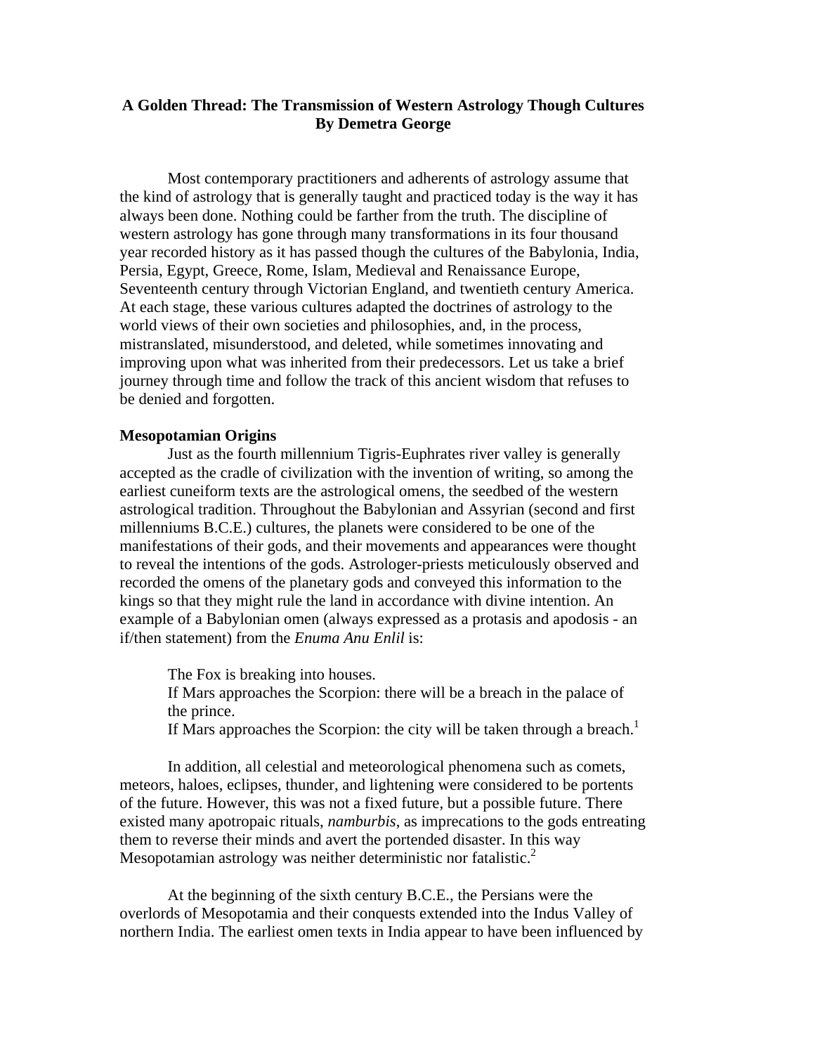# A Golden Thread: The Transmission of Western Astrology Though Cultures
**By Demetra George**

Most contemporary practitioners and adherents of astrology assume that the kind of astrology that is generally taught and practiced today is the way it has always been done. Nothing could be farther from the truth. The discipline of western astrology has gone through many transformations in its four thousand year recorded history as it has passed though the cultures of the Babylonia, India, Persia, Egypt, Greece, Rome, Islam, Medieval and Renaissance Europe, Seventeenth century through Victorian England, and twentieth century America. At each stage, these various cultures adapted the doctrines of astrology to the world views of their own societies and philosophies, and, in the process, mistranslated, misunderstood, and deleted, while sometimes innovating and improving upon what was inherited from their predecessors. Let us take a brief journey through time and follow the track of this ancient wisdom that refuses to be denied and forgotten.

## Mesopotamian Origins

Just as the fourth millennium Tigris-Euphrates river valley is generally accepted as the cradle of civilization with the invention of writing, so among the earliest cuneiform texts are the astrological omens, the seedbed of the western astrological tradition. Throughout the Babylonian and Assyrian (second and first millenniums B.C.E.) cultures, the planets were considered to be one of the manifestations of their gods, and their movements and appearances were thought to reveal the intentions of the gods. Astrologer-priests meticulously observed and recorded the omens of the planetary gods and conveyed this information to the kings so that they might rule the land in accordance with divine intention. An example of a Babylonian omen (always expressed as a protasis and apodosis - an if/then statement) from the *Enuma Anu Enlil* is:

> The Fox is breaking into houses.
> If Mars approaches the Scorpion: there will be a breach in the palace of the prince.
> If Mars approaches the Scorpion: the city will be taken through a breach.[1]

In addition, all celestial and meteorological phenomena such as comets, meteors, haloes, eclipses, thunder, and lightening were considered to be portents of the future. However, this was not a fixed future, but a possible future. There existed many apotropaic rituals, *namburbis*, as imprecations to the gods entreating them to reverse their minds and avert the portended disaster. In this way Mesopotamian astrology was neither deterministic nor fatalistic.[2]

At the beginning of the sixth century B.C.E., the Persians were the overlords of Mesopotamia and their conquests extended into the Indus Valley of northern India. The earliest omen texts in India appear to have been influenced by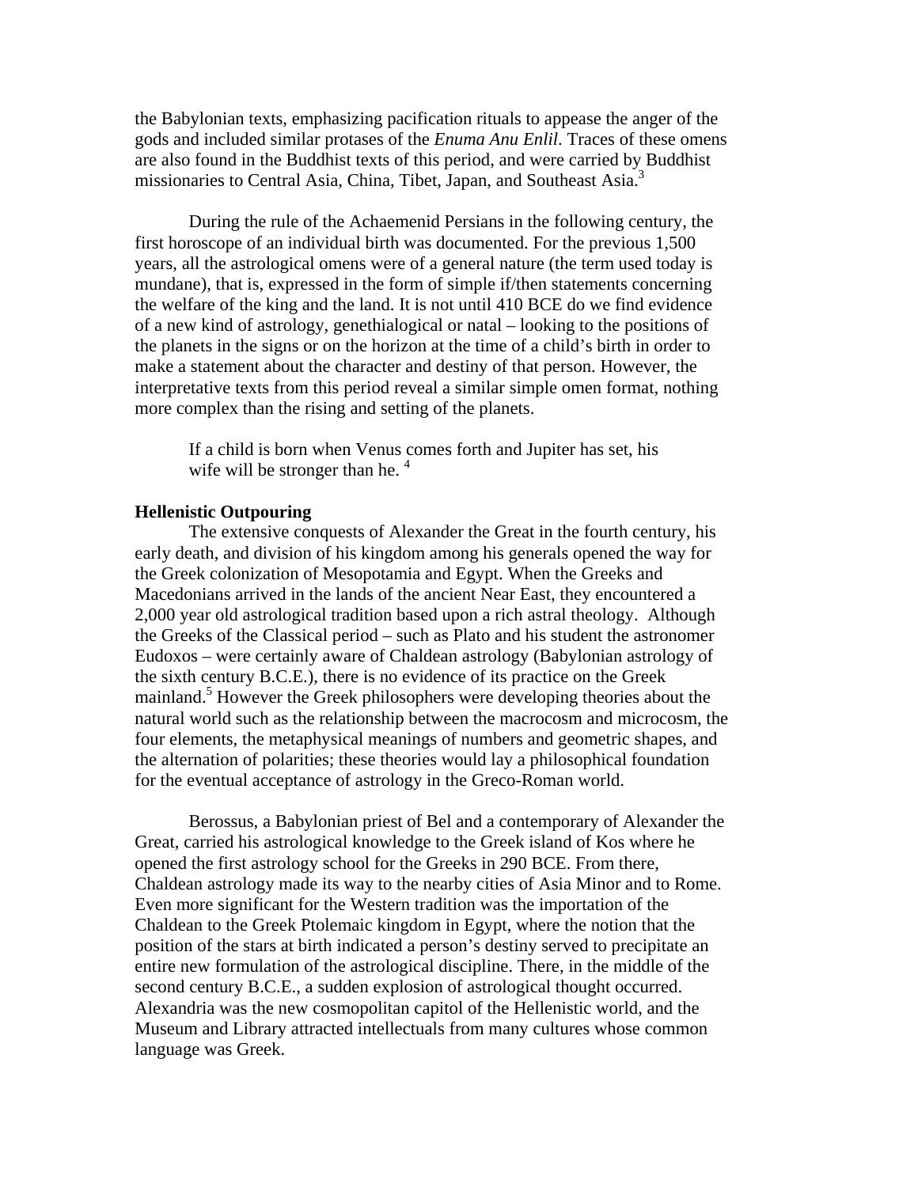the Babylonian texts, emphasizing pacification rituals to appease the anger of the gods and included similar protases of the *Enuma Anu Enlil*. Traces of these omens are also found in the Buddhist texts of this period, and were carried by Buddhist missionaries to Central Asia, China, Tibet, Japan, and Southeast Asia.[3]

During the rule of the Achaemenid Persians in the following century, the first horoscope of an individual birth was documented. For the previous 1,500 years, all the astrological omens were of a general nature (the term used today is mundane), that is, expressed in the form of simple if/then statements concerning the welfare of the king and the land. It is not until 410 BCE do we find evidence of a new kind of astrology, genethialogical or natal – looking to the positions of the planets in the signs or on the horizon at the time of a child's birth in order to make a statement about the character and destiny of that person. However, the interpretative texts from this period reveal a similar simple omen format, nothing more complex than the rising and setting of the planets.

> If a child is born when Venus comes forth and Jupiter has set, his wife will be stronger than he. [4]

**Hellenistic Outpouring**

The extensive conquests of Alexander the Great in the fourth century, his early death, and division of his kingdom among his generals opened the way for the Greek colonization of Mesopotamia and Egypt. When the Greeks and Macedonians arrived in the lands of the ancient Near East, they encountered a 2,000 year old astrological tradition based upon a rich astral theology. Although the Greeks of the Classical period – such as Plato and his student the astronomer Eudoxos – were certainly aware of Chaldean astrology (Babylonian astrology of the sixth century B.C.E.), there is no evidence of its practice on the Greek mainland.[5] However the Greek philosophers were developing theories about the natural world such as the relationship between the macrocosm and microcosm, the four elements, the metaphysical meanings of numbers and geometric shapes, and the alternation of polarities; these theories would lay a philosophical foundation for the eventual acceptance of astrology in the Greco-Roman world.

Berossus, a Babylonian priest of Bel and a contemporary of Alexander the Great, carried his astrological knowledge to the Greek island of Kos where he opened the first astrology school for the Greeks in 290 BCE. From there, Chaldean astrology made its way to the nearby cities of Asia Minor and to Rome. Even more significant for the Western tradition was the importation of the Chaldean to the Greek Ptolemaic kingdom in Egypt, where the notion that the position of the stars at birth indicated a person's destiny served to precipitate an entire new formulation of the astrological discipline. There, in the middle of the second century B.C.E., a sudden explosion of astrological thought occurred. Alexandria was the new cosmopolitan capitol of the Hellenistic world, and the Museum and Library attracted intellectuals from many cultures whose common language was Greek.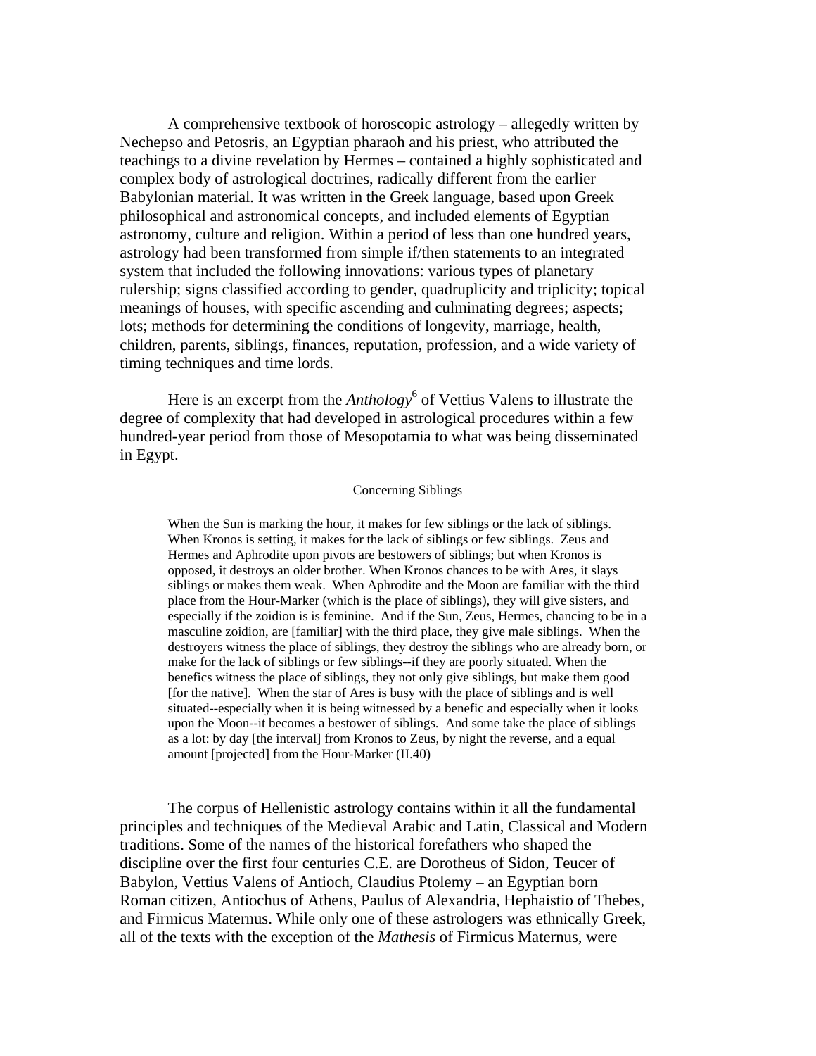A comprehensive textbook of horoscopic astrology – allegedly written by Nechepso and Petosris, an Egyptian pharaoh and his priest, who attributed the teachings to a divine revelation by Hermes – contained a highly sophisticated and complex body of astrological doctrines, radically different from the earlier Babylonian material. It was written in the Greek language, based upon Greek philosophical and astronomical concepts, and included elements of Egyptian astronomy, culture and religion. Within a period of less than one hundred years, astrology had been transformed from simple if/then statements to an integrated system that included the following innovations: various types of planetary rulership; signs classified according to gender, quadruplicity and triplicity; topical meanings of houses, with specific ascending and culminating degrees; aspects; lots; methods for determining the conditions of longevity, marriage, health, children, parents, siblings, finances, reputation, profession, and a wide variety of timing techniques and time lords.

Here is an excerpt from the *Anthology*[6] of Vettius Valens to illustrate the degree of complexity that had developed in astrological procedures within a few hundred-year period from those of Mesopotamia to what was being disseminated in Egypt.

Concerning Siblings

> When the Sun is marking the hour, it makes for few siblings or the lack of siblings. When Kronos is setting, it makes for the lack of siblings or few siblings. Zeus and Hermes and Aphrodite upon pivots are bestowers of siblings; but when Kronos is opposed, it destroys an older brother. When Kronos chances to be with Ares, it slays siblings or makes them weak. When Aphrodite and the Moon are familiar with the third place from the Hour-Marker (which is the place of siblings), they will give sisters, and especially if the zoidion is is feminine. And if the Sun, Zeus, Hermes, chancing to be in a masculine zoidion, are [familiar] with the third place, they give male siblings. When the destroyers witness the place of siblings, they destroy the siblings who are already born, or make for the lack of siblings or few siblings--if they are poorly situated. When the benefics witness the place of siblings, they not only give siblings, but make them good [for the native]. When the star of Ares is busy with the place of siblings and is well situated--especially when it is being witnessed by a benefic and especially when it looks upon the Moon--it becomes a bestower of siblings. And some take the place of siblings as a lot: by day [the interval] from Kronos to Zeus, by night the reverse, and a equal amount [projected] from the Hour-Marker (II.40)

The corpus of Hellenistic astrology contains within it all the fundamental principles and techniques of the Medieval Arabic and Latin, Classical and Modern traditions. Some of the names of the historical forefathers who shaped the discipline over the first four centuries C.E. are Dorotheus of Sidon, Teucer of Babylon, Vettius Valens of Antioch, Claudius Ptolemy – an Egyptian born Roman citizen, Antiochus of Athens, Paulus of Alexandria, Hephaistio of Thebes, and Firmicus Maternus. While only one of these astrologers was ethnically Greek, all of the texts with the exception of the *Mathesis* of Firmicus Maternus, were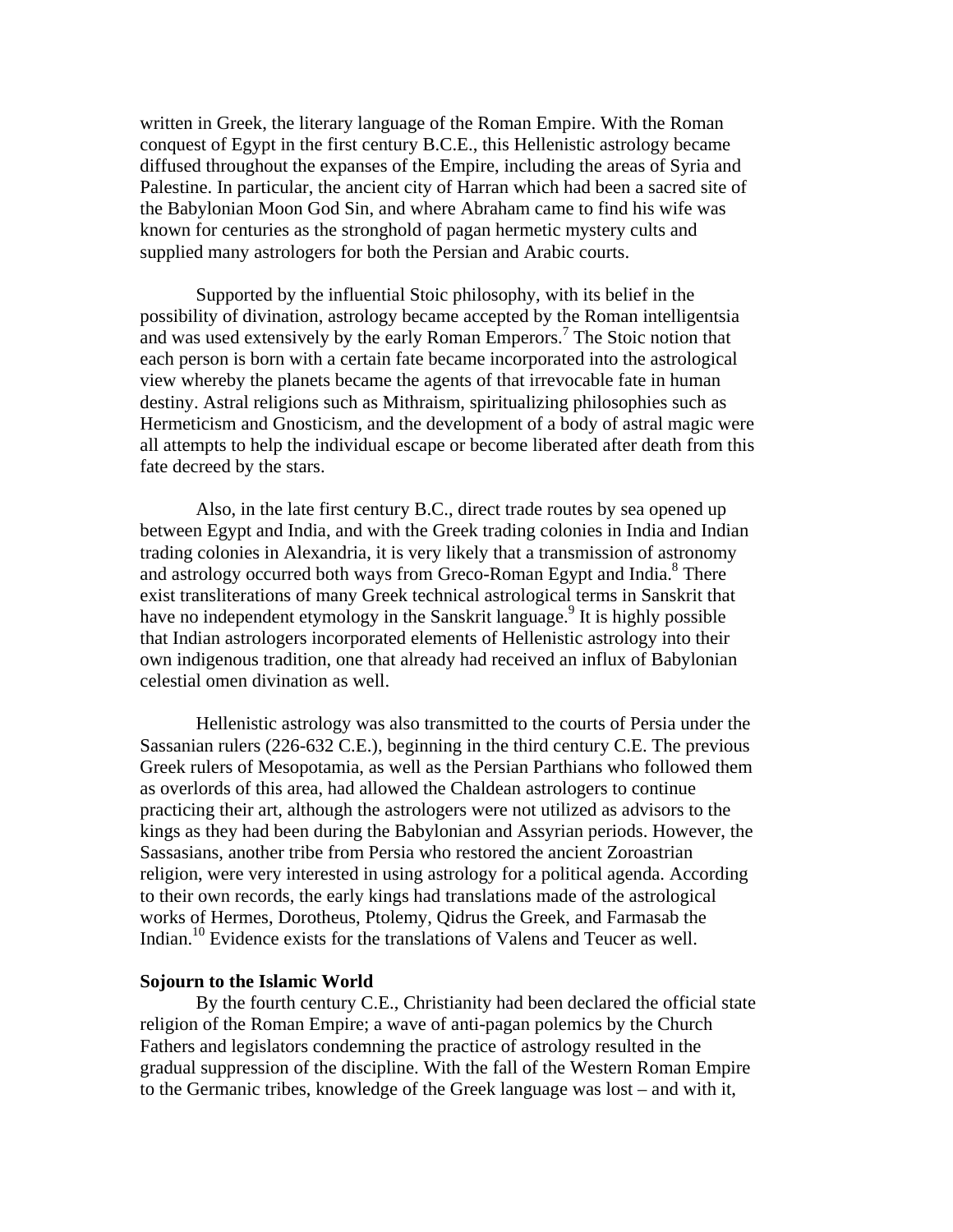written in Greek, the literary language of the Roman Empire. With the Roman conquest of Egypt in the first century B.C.E., this Hellenistic astrology became diffused throughout the expanses of the Empire, including the areas of Syria and Palestine. In particular, the ancient city of Harran which had been a sacred site of the Babylonian Moon God Sin, and where Abraham came to find his wife was known for centuries as the stronghold of pagan hermetic mystery cults and supplied many astrologers for both the Persian and Arabic courts.

Supported by the influential Stoic philosophy, with its belief in the possibility of divination, astrology became accepted by the Roman intelligentsia and was used extensively by the early Roman Emperors.[7] The Stoic notion that each person is born with a certain fate became incorporated into the astrological view whereby the planets became the agents of that irrevocable fate in human destiny. Astral religions such as Mithraism, spiritualizing philosophies such as Hermeticism and Gnosticism, and the development of a body of astral magic were all attempts to help the individual escape or become liberated after death from this fate decreed by the stars.

Also, in the late first century B.C., direct trade routes by sea opened up between Egypt and India, and with the Greek trading colonies in India and Indian trading colonies in Alexandria, it is very likely that a transmission of astronomy and astrology occurred both ways from Greco-Roman Egypt and India.[8] There exist transliterations of many Greek technical astrological terms in Sanskrit that have no independent etymology in the Sanskrit language.[9] It is highly possible that Indian astrologers incorporated elements of Hellenistic astrology into their own indigenous tradition, one that already had received an influx of Babylonian celestial omen divination as well.

Hellenistic astrology was also transmitted to the courts of Persia under the Sassanian rulers (226-632 C.E.), beginning in the third century C.E. The previous Greek rulers of Mesopotamia, as well as the Persian Parthians who followed them as overlords of this area, had allowed the Chaldean astrologers to continue practicing their art, although the astrologers were not utilized as advisors to the kings as they had been during the Babylonian and Assyrian periods. However, the Sassasians, another tribe from Persia who restored the ancient Zoroastrian religion, were very interested in using astrology for a political agenda. According to their own records, the early kings had translations made of the astrological works of Hermes, Dorotheus, Ptolemy, Qidrus the Greek, and Farmasab the Indian.[10] Evidence exists for the translations of Valens and Teucer as well.

### Sojourn to the Islamic World

By the fourth century C.E., Christianity had been declared the official state religion of the Roman Empire; a wave of anti-pagan polemics by the Church Fathers and legislators condemning the practice of astrology resulted in the gradual suppression of the discipline. With the fall of the Western Roman Empire to the Germanic tribes, knowledge of the Greek language was lost – and with it,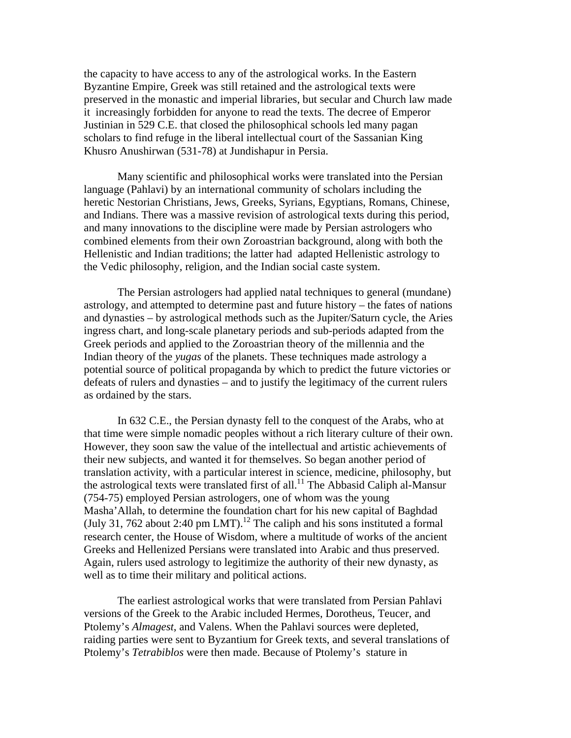the capacity to have access to any of the astrological works. In the Eastern Byzantine Empire, Greek was still retained and the astrological texts were preserved in the monastic and imperial libraries, but secular and Church law made it increasingly forbidden for anyone to read the texts. The decree of Emperor Justinian in 529 C.E. that closed the philosophical schools led many pagan scholars to find refuge in the liberal intellectual court of the Sassanian King Khusro Anushirwan (531-78) at Jundishapur in Persia.

Many scientific and philosophical works were translated into the Persian language (Pahlavi) by an international community of scholars including the heretic Nestorian Christians, Jews, Greeks, Syrians, Egyptians, Romans, Chinese, and Indians. There was a massive revision of astrological texts during this period, and many innovations to the discipline were made by Persian astrologers who combined elements from their own Zoroastrian background, along with both the Hellenistic and Indian traditions; the latter had adapted Hellenistic astrology to the Vedic philosophy, religion, and the Indian social caste system.

The Persian astrologers had applied natal techniques to general (mundane) astrology, and attempted to determine past and future history – the fates of nations and dynasties – by astrological methods such as the Jupiter/Saturn cycle, the Aries ingress chart, and long-scale planetary periods and sub-periods adapted from the Greek periods and applied to the Zoroastrian theory of the millennia and the Indian theory of the *yugas* of the planets. These techniques made astrology a potential source of political propaganda by which to predict the future victories or defeats of rulers and dynasties – and to justify the legitimacy of the current rulers as ordained by the stars.

In 632 C.E., the Persian dynasty fell to the conquest of the Arabs, who at that time were simple nomadic peoples without a rich literary culture of their own. However, they soon saw the value of the intellectual and artistic achievements of their new subjects, and wanted it for themselves. So began another period of translation activity, with a particular interest in science, medicine, philosophy, but the astrological texts were translated first of all.[11] The Abbasid Caliph al-Mansur (754-75) employed Persian astrologers, one of whom was the young Masha'Allah, to determine the foundation chart for his new capital of Baghdad (July 31, 762 about 2:40 pm LMT).[12] The caliph and his sons instituted a formal research center, the House of Wisdom, where a multitude of works of the ancient Greeks and Hellenized Persians were translated into Arabic and thus preserved. Again, rulers used astrology to legitimize the authority of their new dynasty, as well as to time their military and political actions.

The earliest astrological works that were translated from Persian Pahlavi versions of the Greek to the Arabic included Hermes, Dorotheus, Teucer, and Ptolemy's *Almagest*, and Valens. When the Pahlavi sources were depleted, raiding parties were sent to Byzantium for Greek texts, and several translations of Ptolemy's *Tetrabiblos* were then made. Because of Ptolemy's stature in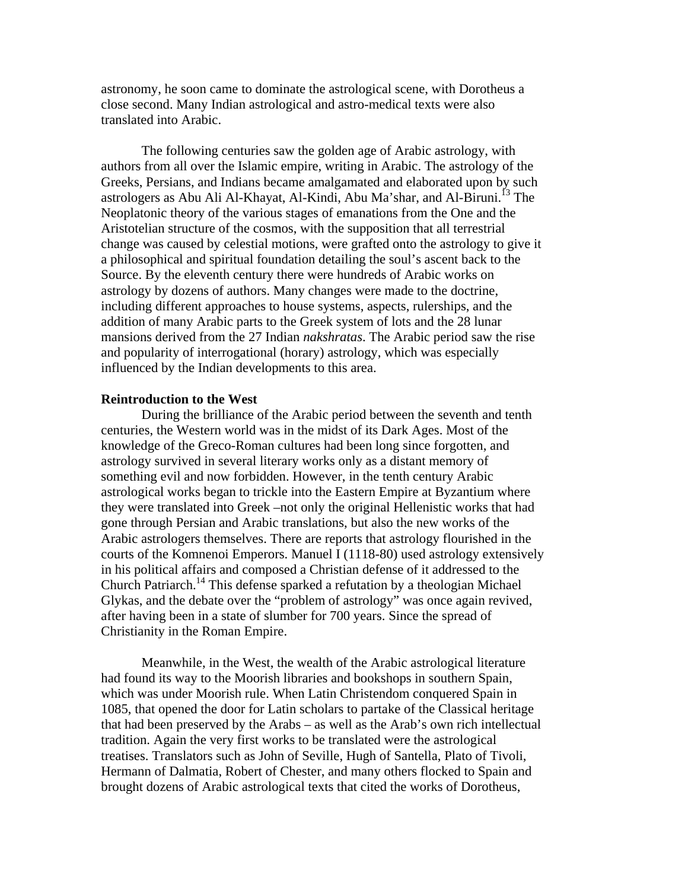astronomy, he soon came to dominate the astrological scene, with Dorotheus a close second. Many Indian astrological and astro-medical texts were also translated into Arabic.

The following centuries saw the golden age of Arabic astrology, with authors from all over the Islamic empire, writing in Arabic. The astrology of the Greeks, Persians, and Indians became amalgamated and elaborated upon by such astrologers as Abu Ali Al-Khayat, Al-Kindi, Abu Ma'shar, and Al-Biruni.[13] The Neoplatonic theory of the various stages of emanations from the One and the Aristotelian structure of the cosmos, with the supposition that all terrestrial change was caused by celestial motions, were grafted onto the astrology to give it a philosophical and spiritual foundation detailing the soul's ascent back to the Source. By the eleventh century there were hundreds of Arabic works on astrology by dozens of authors. Many changes were made to the doctrine, including different approaches to house systems, aspects, rulerships, and the addition of many Arabic parts to the Greek system of lots and the 28 lunar mansions derived from the 27 Indian *nakshratas*. The Arabic period saw the rise and popularity of interrogational (horary) astrology, which was especially influenced by the Indian developments to this area.

**Reintroduction to the West**

During the brilliance of the Arabic period between the seventh and tenth centuries, the Western world was in the midst of its Dark Ages. Most of the knowledge of the Greco-Roman cultures had been long since forgotten, and astrology survived in several literary works only as a distant memory of something evil and now forbidden. However, in the tenth century Arabic astrological works began to trickle into the Eastern Empire at Byzantium where they were translated into Greek –not only the original Hellenistic works that had gone through Persian and Arabic translations, but also the new works of the Arabic astrologers themselves. There are reports that astrology flourished in the courts of the Komnenoi Emperors. Manuel I (1118-80) used astrology extensively in his political affairs and composed a Christian defense of it addressed to the Church Patriarch.[14] This defense sparked a refutation by a theologian Michael Glykas, and the debate over the "problem of astrology" was once again revived, after having been in a state of slumber for 700 years. Since the spread of Christianity in the Roman Empire.

Meanwhile, in the West, the wealth of the Arabic astrological literature had found its way to the Moorish libraries and bookshops in southern Spain, which was under Moorish rule. When Latin Christendom conquered Spain in 1085, that opened the door for Latin scholars to partake of the Classical heritage that had been preserved by the Arabs – as well as the Arab's own rich intellectual tradition. Again the very first works to be translated were the astrological treatises. Translators such as John of Seville, Hugh of Santella, Plato of Tivoli, Hermann of Dalmatia, Robert of Chester, and many others flocked to Spain and brought dozens of Arabic astrological texts that cited the works of Dorotheus,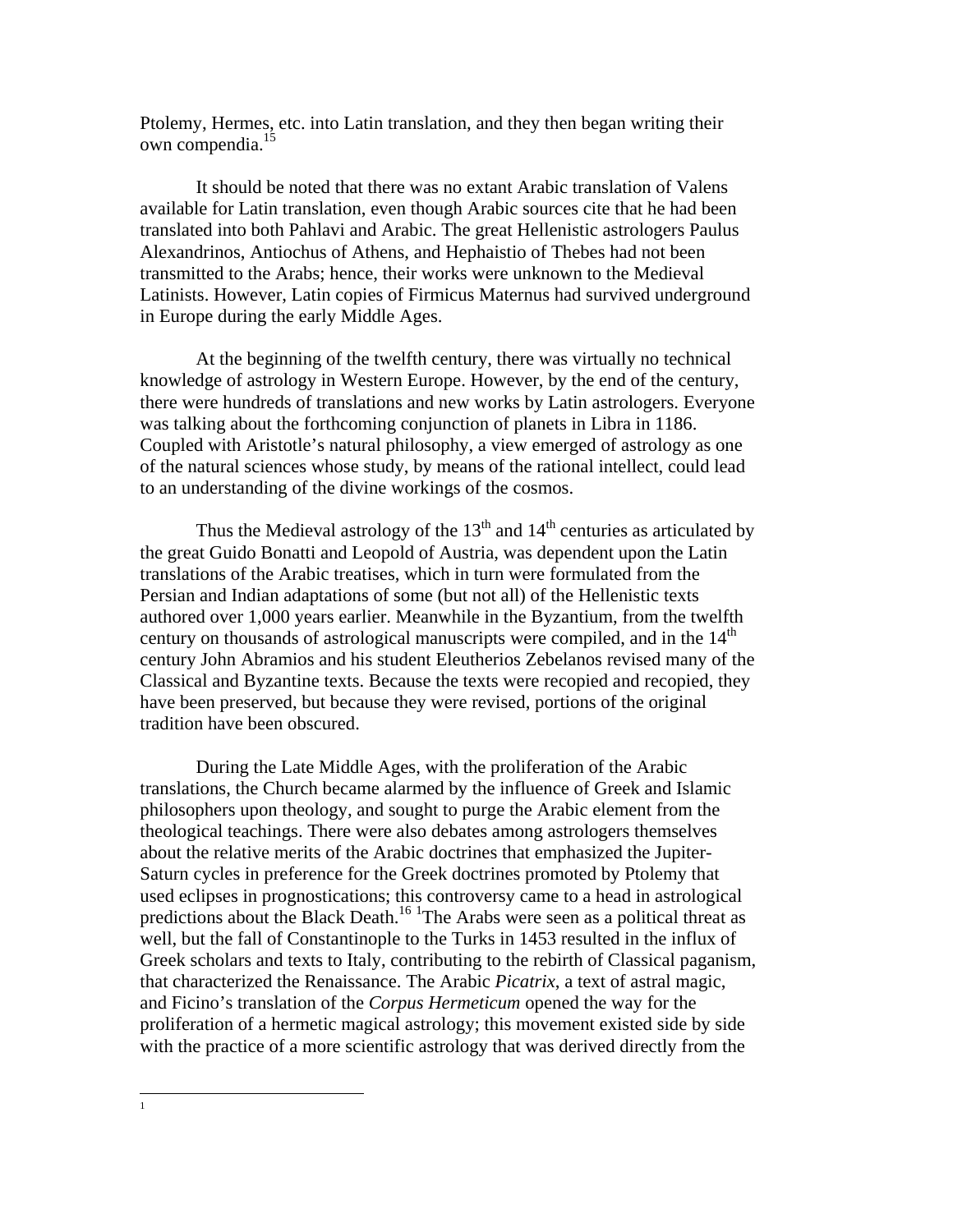Ptolemy, Hermes, etc. into Latin translation, and they then began writing their own compendia.[15]

It should be noted that there was no extant Arabic translation of Valens available for Latin translation, even though Arabic sources cite that he had been translated into both Pahlavi and Arabic. The great Hellenistic astrologers Paulus Alexandrinos, Antiochus of Athens, and Hephaistio of Thebes had not been transmitted to the Arabs; hence, their works were unknown to the Medieval Latinists. However, Latin copies of Firmicus Maternus had survived underground in Europe during the early Middle Ages.

At the beginning of the twelfth century, there was virtually no technical knowledge of astrology in Western Europe. However, by the end of the century, there were hundreds of translations and new works by Latin astrologers. Everyone was talking about the forthcoming conjunction of planets in Libra in 1186. Coupled with Aristotle's natural philosophy, a view emerged of astrology as one of the natural sciences whose study, by means of the rational intellect, could lead to an understanding of the divine workings of the cosmos.

Thus the Medieval astrology of the 13th and 14th centuries as articulated by the great Guido Bonatti and Leopold of Austria, was dependent upon the Latin translations of the Arabic treatises, which in turn were formulated from the Persian and Indian adaptations of some (but not all) of the Hellenistic texts authored over 1,000 years earlier. Meanwhile in the Byzantium, from the twelfth century on thousands of astrological manuscripts were compiled, and in the 14th century John Abramios and his student Eleutherios Zebelanos revised many of the Classical and Byzantine texts. Because the texts were recopied and recopied, they have been preserved, but because they were revised, portions of the original tradition have been obscured.

During the Late Middle Ages, with the proliferation of the Arabic translations, the Church became alarmed by the influence of Greek and Islamic philosophers upon theology, and sought to purge the Arabic element from the theological teachings. There were also debates among astrologers themselves about the relative merits of the Arabic doctrines that emphasized the Jupiter-Saturn cycles in preference for the Greek doctrines promoted by Ptolemy that used eclipses in prognostications; this controversy came to a head in astrological predictions about the Black Death.[16] [1]The Arabs were seen as a political threat as well, but the fall of Constantinople to the Turks in 1453 resulted in the influx of Greek scholars and texts to Italy, contributing to the rebirth of Classical paganism, that characterized the Renaissance. The Arabic *Picatrix*, a text of astral magic, and Ficino's translation of the *Corpus Hermeticum* opened the way for the proliferation of a hermetic magical astrology; this movement existed side by side with the practice of a more scientific astrology that was derived directly from the

---

[1]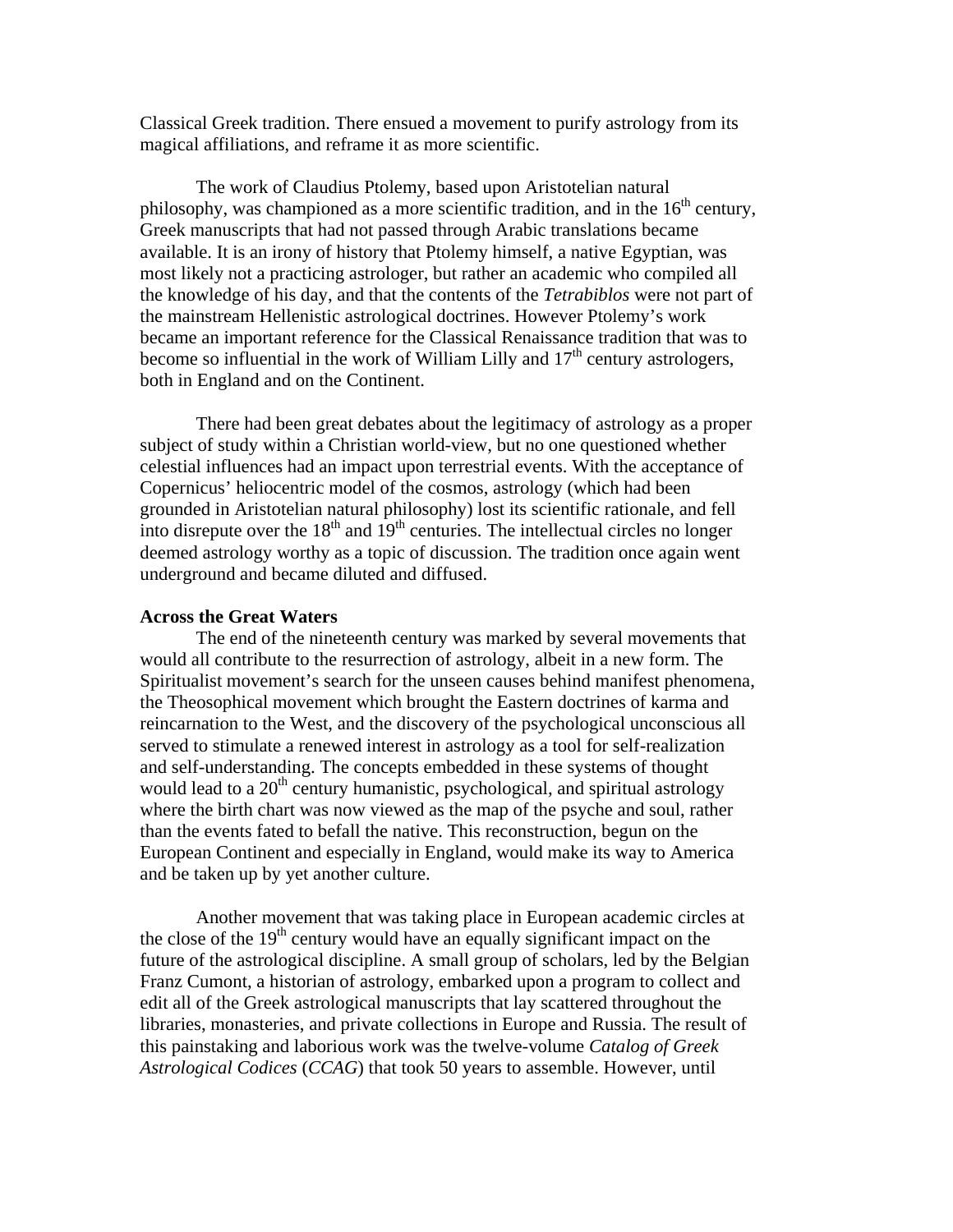Classical Greek tradition. There ensued a movement to purify astrology from its magical affiliations, and reframe it as more scientific.

The work of Claudius Ptolemy, based upon Aristotelian natural philosophy, was championed as a more scientific tradition, and in the 16th century, Greek manuscripts that had not passed through Arabic translations became available. It is an irony of history that Ptolemy himself, a native Egyptian, was most likely not a practicing astrologer, but rather an academic who compiled all the knowledge of his day, and that the contents of the *Tetrabiblos* were not part of the mainstream Hellenistic astrological doctrines. However Ptolemy's work became an important reference for the Classical Renaissance tradition that was to become so influential in the work of William Lilly and 17th century astrologers, both in England and on the Continent.

There had been great debates about the legitimacy of astrology as a proper subject of study within a Christian world-view, but no one questioned whether celestial influences had an impact upon terrestrial events. With the acceptance of Copernicus' heliocentric model of the cosmos, astrology (which had been grounded in Aristotelian natural philosophy) lost its scientific rationale, and fell into disrepute over the 18th and 19th centuries. The intellectual circles no longer deemed astrology worthy as a topic of discussion. The tradition once again went underground and became diluted and diffused.

**Across the Great Waters**

The end of the nineteenth century was marked by several movements that would all contribute to the resurrection of astrology, albeit in a new form. The Spiritualist movement's search for the unseen causes behind manifest phenomena, the Theosophical movement which brought the Eastern doctrines of karma and reincarnation to the West, and the discovery of the psychological unconscious all served to stimulate a renewed interest in astrology as a tool for self-realization and self-understanding. The concepts embedded in these systems of thought would lead to a 20th century humanistic, psychological, and spiritual astrology where the birth chart was now viewed as the map of the psyche and soul, rather than the events fated to befall the native. This reconstruction, begun on the European Continent and especially in England, would make its way to America and be taken up by yet another culture.

Another movement that was taking place in European academic circles at the close of the 19th century would have an equally significant impact on the future of the astrological discipline. A small group of scholars, led by the Belgian Franz Cumont, a historian of astrology, embarked upon a program to collect and edit all of the Greek astrological manuscripts that lay scattered throughout the libraries, monasteries, and private collections in Europe and Russia. The result of this painstaking and laborious work was the twelve-volume *Catalog of Greek Astrological Codices* (*CCAG*) that took 50 years to assemble. However, until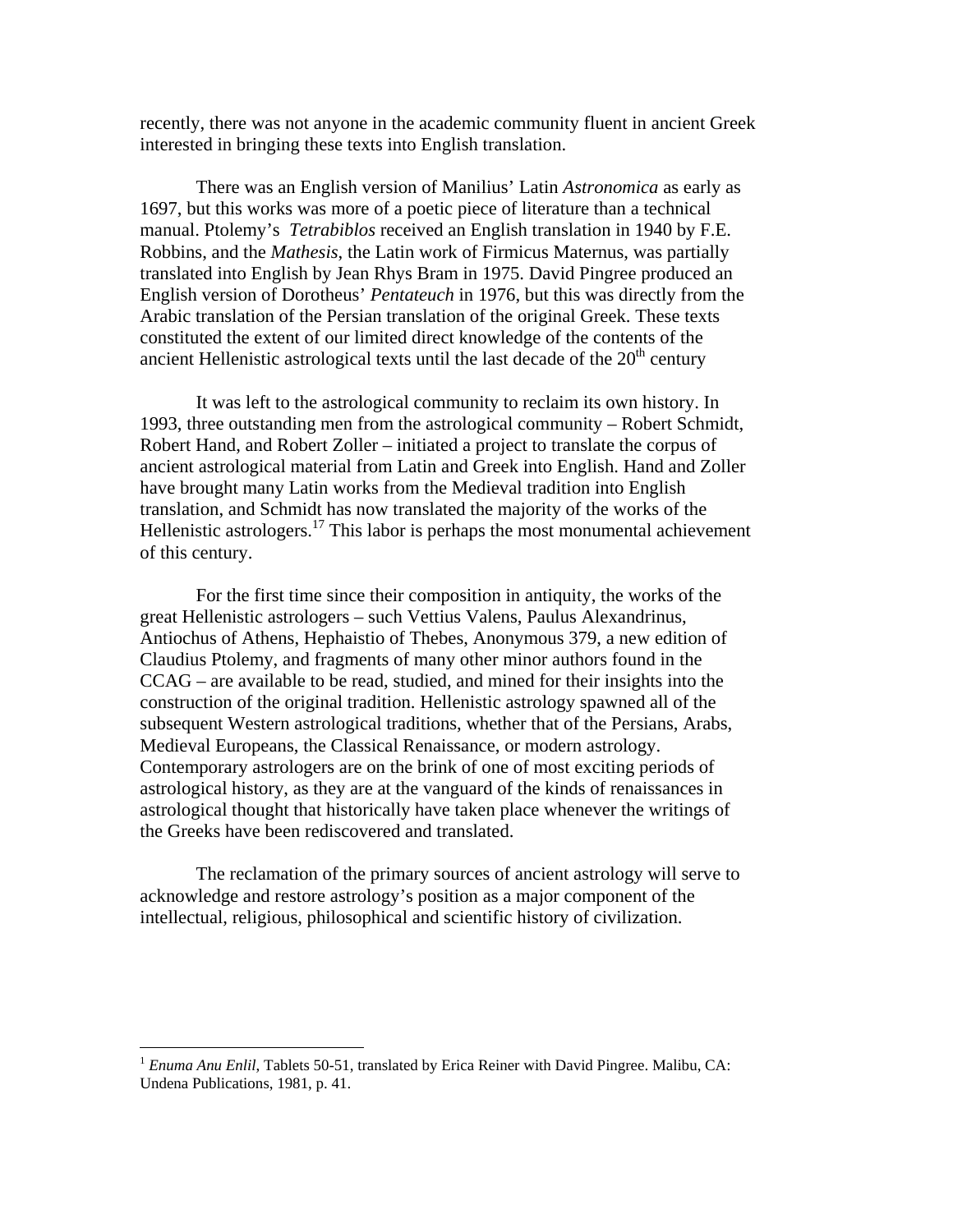recently, there was not anyone in the academic community fluent in ancient Greek interested in bringing these texts into English translation.

There was an English version of Manilius' Latin *Astronomica* as early as 1697, but this works was more of a poetic piece of literature than a technical manual. Ptolemy's *Tetrabiblos* received an English translation in 1940 by F.E. Robbins, and the *Mathesis*, the Latin work of Firmicus Maternus, was partially translated into English by Jean Rhys Bram in 1975. David Pingree produced an English version of Dorotheus' *Pentateuch* in 1976, but this was directly from the Arabic translation of the Persian translation of the original Greek. These texts constituted the extent of our limited direct knowledge of the contents of the ancient Hellenistic astrological texts until the last decade of the 20th century

It was left to the astrological community to reclaim its own history. In 1993, three outstanding men from the astrological community – Robert Schmidt, Robert Hand, and Robert Zoller – initiated a project to translate the corpus of ancient astrological material from Latin and Greek into English. Hand and Zoller have brought many Latin works from the Medieval tradition into English translation, and Schmidt has now translated the majority of the works of the Hellenistic astrologers.[17] This labor is perhaps the most monumental achievement of this century.

For the first time since their composition in antiquity, the works of the great Hellenistic astrologers – such Vettius Valens, Paulus Alexandrinus, Antiochus of Athens, Hephaistio of Thebes, Anonymous 379, a new edition of Claudius Ptolemy, and fragments of many other minor authors found in the CCAG – are available to be read, studied, and mined for their insights into the construction of the original tradition. Hellenistic astrology spawned all of the subsequent Western astrological traditions, whether that of the Persians, Arabs, Medieval Europeans, the Classical Renaissance, or modern astrology. Contemporary astrologers are on the brink of one of most exciting periods of astrological history, as they are at the vanguard of the kinds of renaissances in astrological thought that historically have taken place whenever the writings of the Greeks have been rediscovered and translated.

The reclamation of the primary sources of ancient astrology will serve to acknowledge and restore astrology's position as a major component of the intellectual, religious, philosophical and scientific history of civilization.

---

[1] *Enuma Anu Enlil*, Tablets 50-51, translated by Erica Reiner with David Pingree. Malibu, CA: Undena Publications, 1981, p. 41.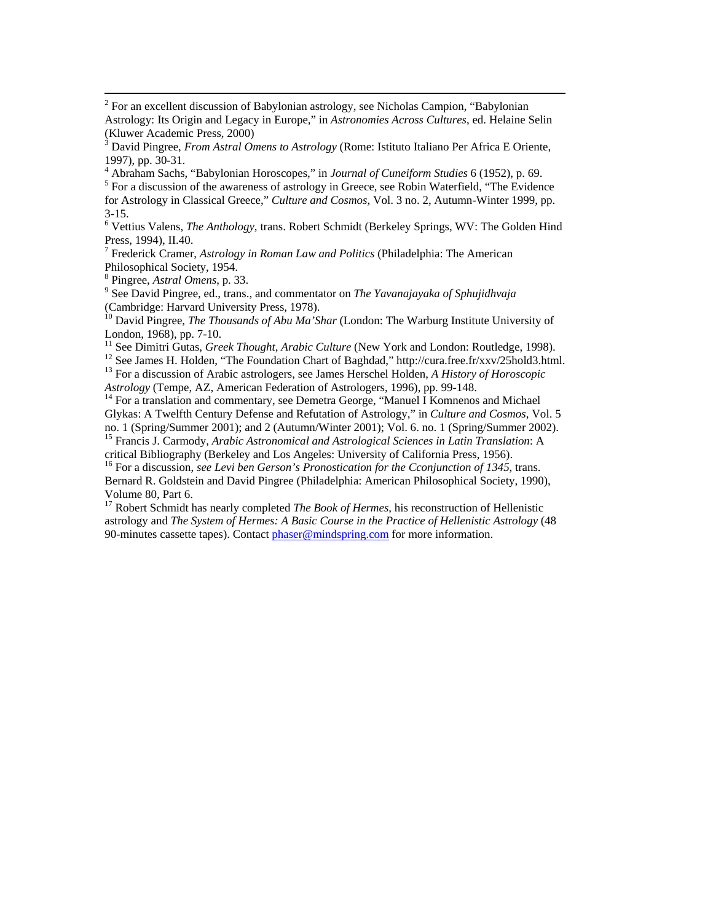[2] For an excellent discussion of Babylonian astrology, see Nicholas Campion, "Babylonian Astrology: Its Origin and Legacy in Europe," in *Astronomies Across Cultures*, ed. Helaine Selin (Kluwer Academic Press, 2000)

[3] David Pingree, *From Astral Omens to Astrology* (Rome: Istituto Italiano Per Africa E Oriente, 1997), pp. 30-31.

[4] Abraham Sachs, "Babylonian Horoscopes," in *Journal of Cuneiform Studies* 6 (1952), p. 69.

[5] For a discussion of the awareness of astrology in Greece, see Robin Waterfield, "The Evidence for Astrology in Classical Greece," *Culture and Cosmos*, Vol. 3 no. 2, Autumn-Winter 1999, pp. 3-15.

[6] Vettius Valens, *The Anthology*, trans. Robert Schmidt (Berkeley Springs, WV: The Golden Hind Press, 1994), II.40.

[7] Frederick Cramer, *Astrology in Roman Law and Politics* (Philadelphia: The American Philosophical Society, 1954.

[8] Pingree, *Astral Omens*, p. 33.

[9] See David Pingree, ed., trans., and commentator on *The Yavanajayaka of Sphujidhvaja* (Cambridge: Harvard University Press, 1978).

[10] David Pingree, *The Thousands of Abu Ma'Shar* (London: The Warburg Institute University of London, 1968), pp. 7-10.

[11] See Dimitri Gutas, *Greek Thought, Arabic Culture* (New York and London: Routledge, 1998).

[12] See James H. Holden, "The Foundation Chart of Baghdad," http://cura.free.fr/xxv/25hold3.html.

[13] For a discussion of Arabic astrologers, see James Herschel Holden, *A History of Horoscopic Astrology* (Tempe, AZ, American Federation of Astrologers, 1996), pp. 99-148.

[14] For a translation and commentary, see Demetra George, "Manuel I Komnenos and Michael Glykas: A Twelfth Century Defense and Refutation of Astrology," in *Culture and Cosmos*, Vol. 5 no. 1 (Spring/Summer 2001); and 2 (Autumn/Winter 2001); Vol. 6. no. 1 (Spring/Summer 2002).

[15] Francis J. Carmody, *Arabic Astronomical and Astrological Sciences in Latin Translation*: A critical Bibliography (Berkeley and Los Angeles: University of California Press, 1956).

[16] For a discussion, *see Levi ben Gerson's Pronostication for the Cconjunction of 1345*, trans. Bernard R. Goldstein and David Pingree (Philadelphia: American Philosophical Society, 1990), Volume 80, Part 6.

[17] Robert Schmidt has nearly completed *The Book of Hermes*, his reconstruction of Hellenistic astrology and *The System of Hermes: A Basic Course in the Practice of Hellenistic Astrology* (48 90-minutes cassette tapes). Contact phaser@mindspring.com for more information.